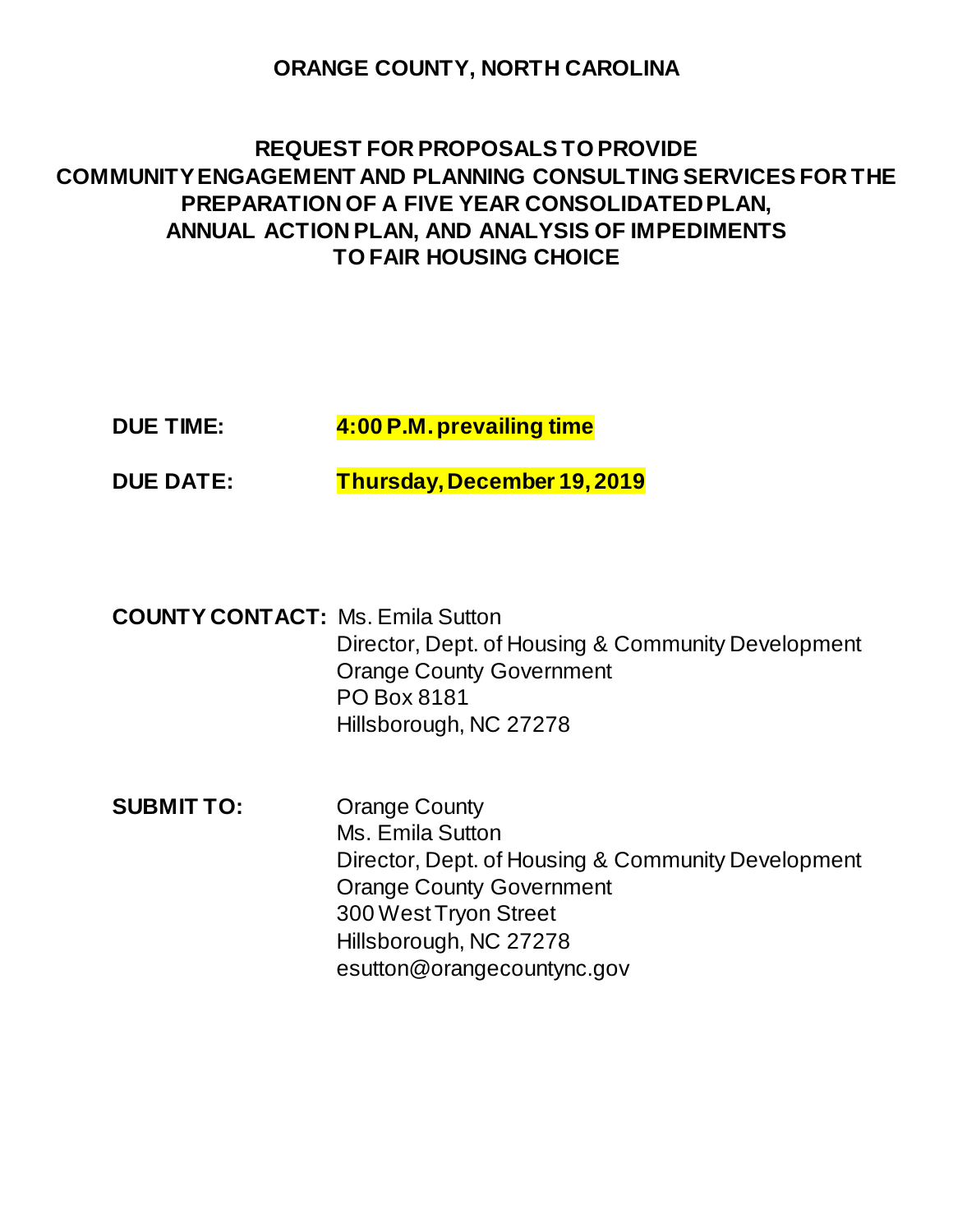# ORANGE COUNTY, NORTH CAROLINA

## REQUEST FOR PROPOSALS TO PROVIDE COMMUNITY ENGAGEMENT AND PLANNING CONSULTING SERVICES FOR THE PREPARATION OF A FIVE YEAR CONSOLIDATED PLAN, ANNUAL ACTION PLAN, AND ANALYSIS OF IMPEDIMENTS TO FAIR HOUSING CHOICE

**DUE TIME:** **4:00 P.M. prevailing time**

**DUE DATE:** **Thursday, December 19, 2019**

**COUNTY CONTACT:** Ms. Emila Sutton
Director, Dept. of Housing & Community Development
Orange County Government
PO Box 8181
Hillsborough, NC 27278

**SUBMIT TO:** Orange County
Ms. Emila Sutton
Director, Dept. of Housing & Community Development
Orange County Government
300 West Tryon Street
Hillsborough, NC 27278
esutton@orangecountync.gov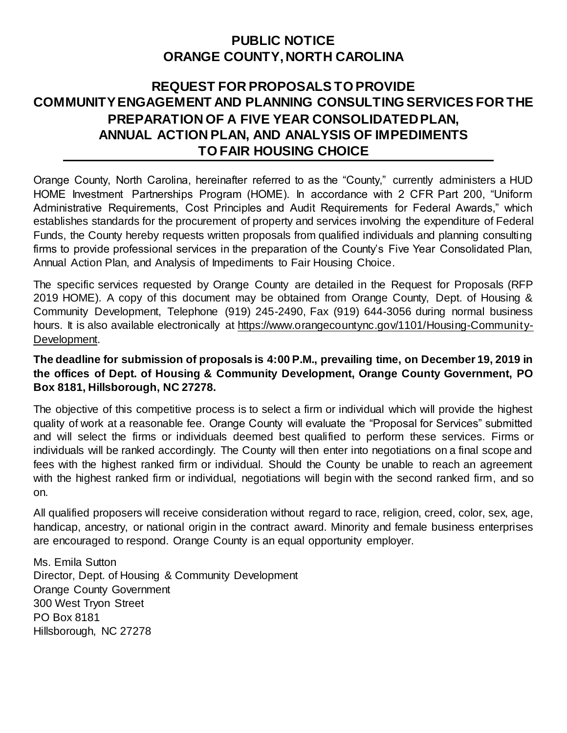# PUBLIC NOTICE
# ORANGE COUNTY, NORTH CAROLINA

## REQUEST FOR PROPOSALS TO PROVIDE COMMUNITY ENGAGEMENT AND PLANNING CONSULTING SERVICES FOR THE PREPARATION OF A FIVE YEAR CONSOLIDATED PLAN, ANNUAL ACTION PLAN, AND ANALYSIS OF IMPEDIMENTS TO FAIR HOUSING CHOICE

Orange County, North Carolina, hereinafter referred to as the "County," currently administers a HUD HOME Investment Partnerships Program (HOME). In accordance with 2 CFR Part 200, "Uniform Administrative Requirements, Cost Principles and Audit Requirements for Federal Awards," which establishes standards for the procurement of property and services involving the expenditure of Federal Funds, the County hereby requests written proposals from qualified individuals and planning consulting firms to provide professional services in the preparation of the County's Five Year Consolidated Plan, Annual Action Plan, and Analysis of Impediments to Fair Housing Choice.

The specific services requested by Orange County are detailed in the Request for Proposals (RFP 2019 HOME). A copy of this document may be obtained from Orange County, Dept. of Housing & Community Development, Telephone (919) 245-2490, Fax (919) 644-3056 during normal business hours. It is also available electronically at https://www.orangecountync.gov/1101/Housing-Community-Development.

**The deadline for submission of proposals is 4:00 P.M., prevailing time, on December 19, 2019 in the offices of Dept. of Housing & Community Development, Orange County Government, PO Box 8181, Hillsborough, NC 27278.**

The objective of this competitive process is to select a firm or individual which will provide the highest quality of work at a reasonable fee. Orange County will evaluate the "Proposal for Services" submitted and will select the firms or individuals deemed best qualified to perform these services. Firms or individuals will be ranked accordingly. The County will then enter into negotiations on a final scope and fees with the highest ranked firm or individual. Should the County be unable to reach an agreement with the highest ranked firm or individual, negotiations will begin with the second ranked firm, and so on.

All qualified proposers will receive consideration without regard to race, religion, creed, color, sex, age, handicap, ancestry, or national origin in the contract award. Minority and female business enterprises are encouraged to respond. Orange County is an equal opportunity employer.

Ms. Emila Sutton
Director, Dept. of Housing & Community Development
Orange County Government
300 West Tryon Street
PO Box 8181
Hillsborough, NC 27278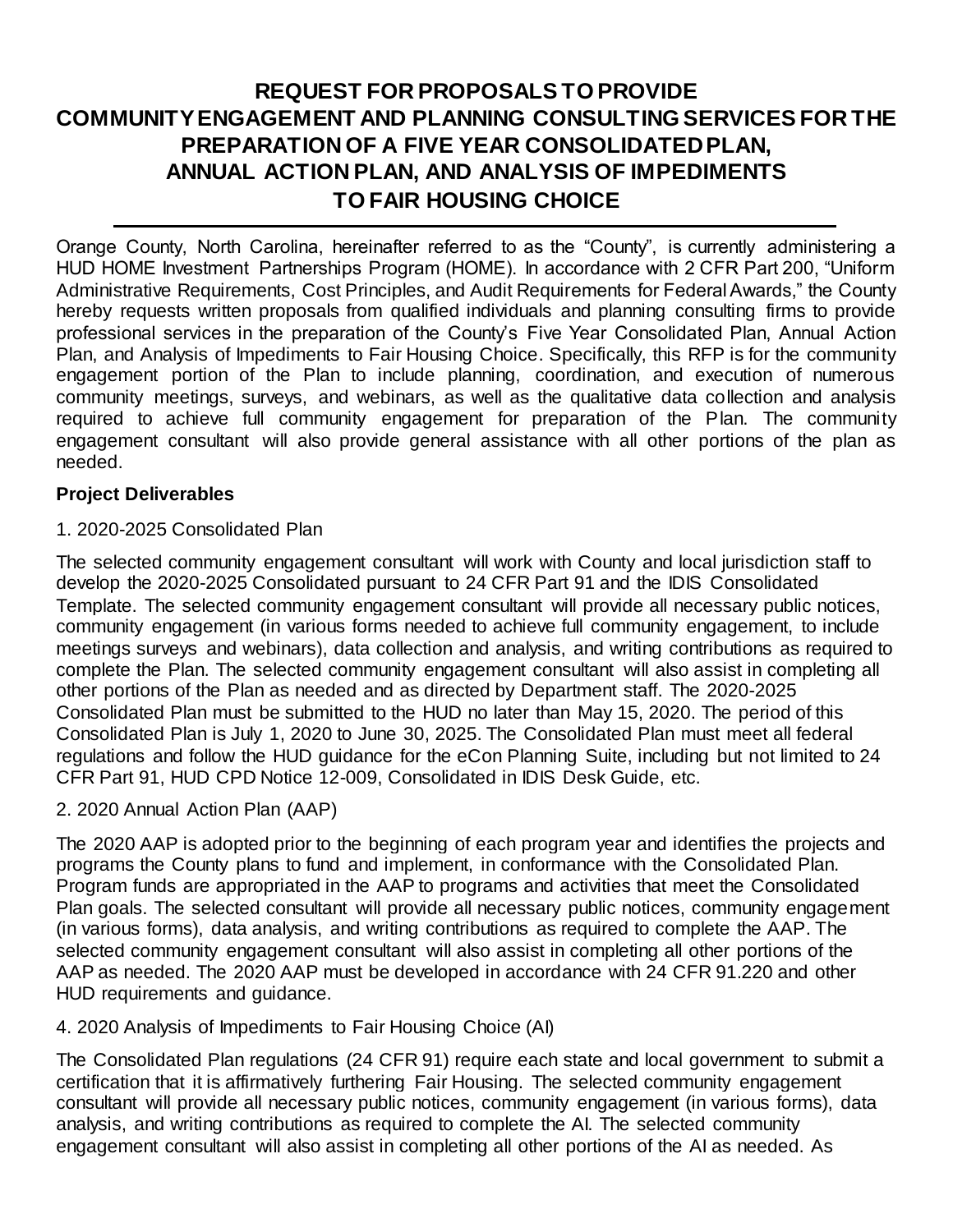# REQUEST FOR PROPOSALS TO PROVIDE COMMUNITY ENGAGEMENT AND PLANNING CONSULTING SERVICES FOR THE PREPARATION OF A FIVE YEAR CONSOLIDATED PLAN, ANNUAL ACTION PLAN, AND ANALYSIS OF IMPEDIMENTS TO FAIR HOUSING CHOICE

---

Orange County, North Carolina, hereinafter referred to as the "County", is currently administering a HUD HOME Investment Partnerships Program (HOME). In accordance with 2 CFR Part 200, "Uniform Administrative Requirements, Cost Principles, and Audit Requirements for Federal Awards," the County hereby requests written proposals from qualified individuals and planning consulting firms to provide professional services in the preparation of the County's Five Year Consolidated Plan, Annual Action Plan, and Analysis of Impediments to Fair Housing Choice. Specifically, this RFP is for the community engagement portion of the Plan to include planning, coordination, and execution of numerous community meetings, surveys, and webinars, as well as the qualitative data collection and analysis required to achieve full community engagement for preparation of the Plan. The community engagement consultant will also provide general assistance with all other portions of the plan as needed.

**Project Deliverables**

1. 2020-2025 Consolidated Plan

The selected community engagement consultant will work with County and local jurisdiction staff to develop the 2020-2025 Consolidated pursuant to 24 CFR Part 91 and the IDIS Consolidated Template. The selected community engagement consultant will provide all necessary public notices, community engagement (in various forms needed to achieve full community engagement, to include meetings surveys and webinars), data collection and analysis, and writing contributions as required to complete the Plan. The selected community engagement consultant will also assist in completing all other portions of the Plan as needed and as directed by Department staff. The 2020-2025 Consolidated Plan must be submitted to the HUD no later than May 15, 2020. The period of this Consolidated Plan is July 1, 2020 to June 30, 2025. The Consolidated Plan must meet all federal regulations and follow the HUD guidance for the eCon Planning Suite, including but not limited to 24 CFR Part 91, HUD CPD Notice 12-009, Consolidated in IDIS Desk Guide, etc.

2. 2020 Annual Action Plan (AAP)

The 2020 AAP is adopted prior to the beginning of each program year and identifies the projects and programs the County plans to fund and implement, in conformance with the Consolidated Plan. Program funds are appropriated in the AAP to programs and activities that meet the Consolidated Plan goals. The selected consultant will provide all necessary public notices, community engagement (in various forms), data analysis, and writing contributions as required to complete the AAP. The selected community engagement consultant will also assist in completing all other portions of the AAP as needed. The 2020 AAP must be developed in accordance with 24 CFR 91.220 and other HUD requirements and guidance.

4. 2020 Analysis of Impediments to Fair Housing Choice (AI)

The Consolidated Plan regulations (24 CFR 91) require each state and local government to submit a certification that it is affirmatively furthering Fair Housing. The selected community engagement consultant will provide all necessary public notices, community engagement (in various forms), data analysis, and writing contributions as required to complete the AI. The selected community engagement consultant will also assist in completing all other portions of the AI as needed. As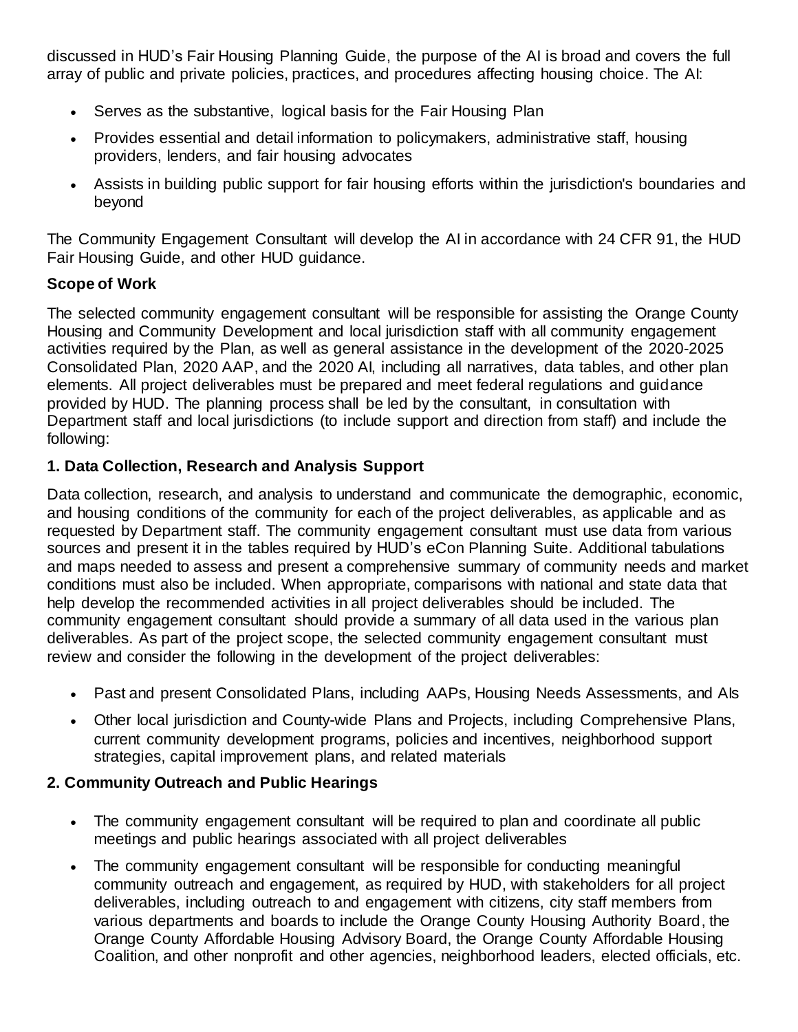discussed in HUD's Fair Housing Planning Guide, the purpose of the AI is broad and covers the full array of public and private policies, practices, and procedures affecting housing choice. The AI:

- Serves as the substantive, logical basis for the Fair Housing Plan
- Provides essential and detail information to policymakers, administrative staff, housing providers, lenders, and fair housing advocates
- Assists in building public support for fair housing efforts within the jurisdiction's boundaries and beyond

The Community Engagement Consultant will develop the AI in accordance with 24 CFR 91, the HUD Fair Housing Guide, and other HUD guidance.

**Scope of Work**

The selected community engagement consultant will be responsible for assisting the Orange County Housing and Community Development and local jurisdiction staff with all community engagement activities required by the Plan, as well as general assistance in the development of the 2020-2025 Consolidated Plan, 2020 AAP, and the 2020 AI, including all narratives, data tables, and other plan elements. All project deliverables must be prepared and meet federal regulations and guidance provided by HUD. The planning process shall be led by the consultant, in consultation with Department staff and local jurisdictions (to include support and direction from staff) and include the following:

**1. Data Collection, Research and Analysis Support**

Data collection, research, and analysis to understand and communicate the demographic, economic, and housing conditions of the community for each of the project deliverables, as applicable and as requested by Department staff. The community engagement consultant must use data from various sources and present it in the tables required by HUD's eCon Planning Suite. Additional tabulations and maps needed to assess and present a comprehensive summary of community needs and market conditions must also be included. When appropriate, comparisons with national and state data that help develop the recommended activities in all project deliverables should be included. The community engagement consultant should provide a summary of all data used in the various plan deliverables. As part of the project scope, the selected community engagement consultant must review and consider the following in the development of the project deliverables:

- Past and present Consolidated Plans, including AAPs, Housing Needs Assessments, and AIs
- Other local jurisdiction and County-wide Plans and Projects, including Comprehensive Plans, current community development programs, policies and incentives, neighborhood support strategies, capital improvement plans, and related materials

**2. Community Outreach and Public Hearings**

- The community engagement consultant will be required to plan and coordinate all public meetings and public hearings associated with all project deliverables
- The community engagement consultant will be responsible for conducting meaningful community outreach and engagement, as required by HUD, with stakeholders for all project deliverables, including outreach to and engagement with citizens, city staff members from various departments and boards to include the Orange County Housing Authority Board, the Orange County Affordable Housing Advisory Board, the Orange County Affordable Housing Coalition, and other nonprofit and other agencies, neighborhood leaders, elected officials, etc.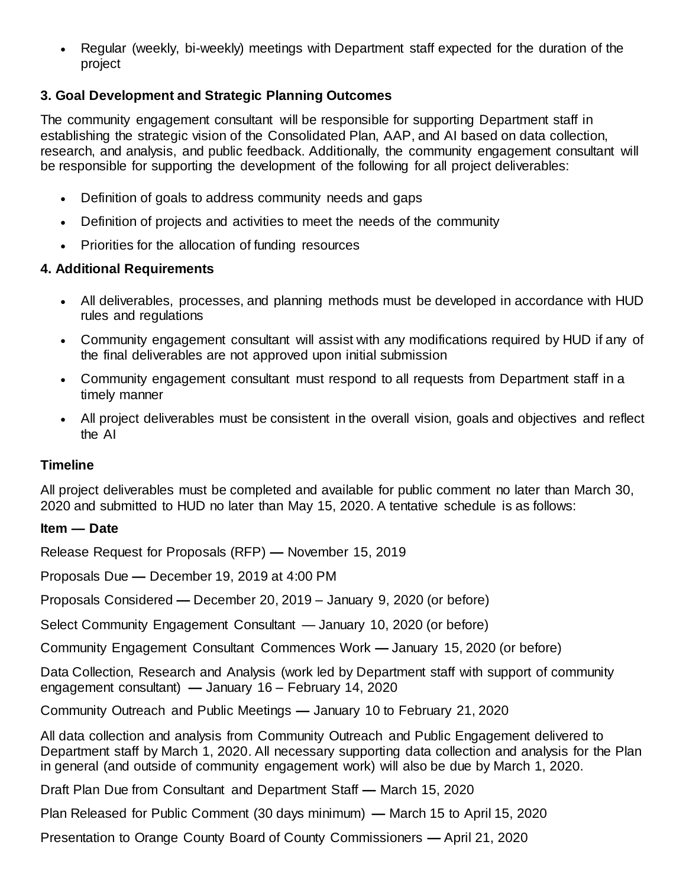- Regular (weekly, bi-weekly) meetings with Department staff expected for the duration of the project

### 3. Goal Development and Strategic Planning Outcomes

The community engagement consultant will be responsible for supporting Department staff in establishing the strategic vision of the Consolidated Plan, AAP, and AI based on data collection, research, and analysis, and public feedback. Additionally, the community engagement consultant will be responsible for supporting the development of the following for all project deliverables:

- Definition of goals to address community needs and gaps
- Definition of projects and activities to meet the needs of the community
- Priorities for the allocation of funding resources

### 4. Additional Requirements

- All deliverables, processes, and planning methods must be developed in accordance with HUD rules and regulations
- Community engagement consultant will assist with any modifications required by HUD if any of the final deliverables are not approved upon initial submission
- Community engagement consultant must respond to all requests from Department staff in a timely manner
- All project deliverables must be consistent in the overall vision, goals and objectives and reflect the AI

### Timeline

All project deliverables must be completed and available for public comment no later than March 30, 2020 and submitted to HUD no later than May 15, 2020. A tentative schedule is as follows:

**Item — Date**

Release Request for Proposals (RFP) **—** November 15, 2019

Proposals Due **—** December 19, 2019 at 4:00 PM

Proposals Considered **—** December 20, 2019 – January 9, 2020 (or before)

Select Community Engagement Consultant — January 10, 2020 (or before)

Community Engagement Consultant Commences Work **—** January 15, 2020 (or before)

Data Collection, Research and Analysis (work led by Department staff with support of community engagement consultant) **—** January 16 – February 14, 2020

Community Outreach and Public Meetings **—** January 10 to February 21, 2020

All data collection and analysis from Community Outreach and Public Engagement delivered to Department staff by March 1, 2020. All necessary supporting data collection and analysis for the Plan in general (and outside of community engagement work) will also be due by March 1, 2020.

Draft Plan Due from Consultant and Department Staff **—** March 15, 2020

Plan Released for Public Comment (30 days minimum) **—** March 15 to April 15, 2020

Presentation to Orange County Board of County Commissioners **—** April 21, 2020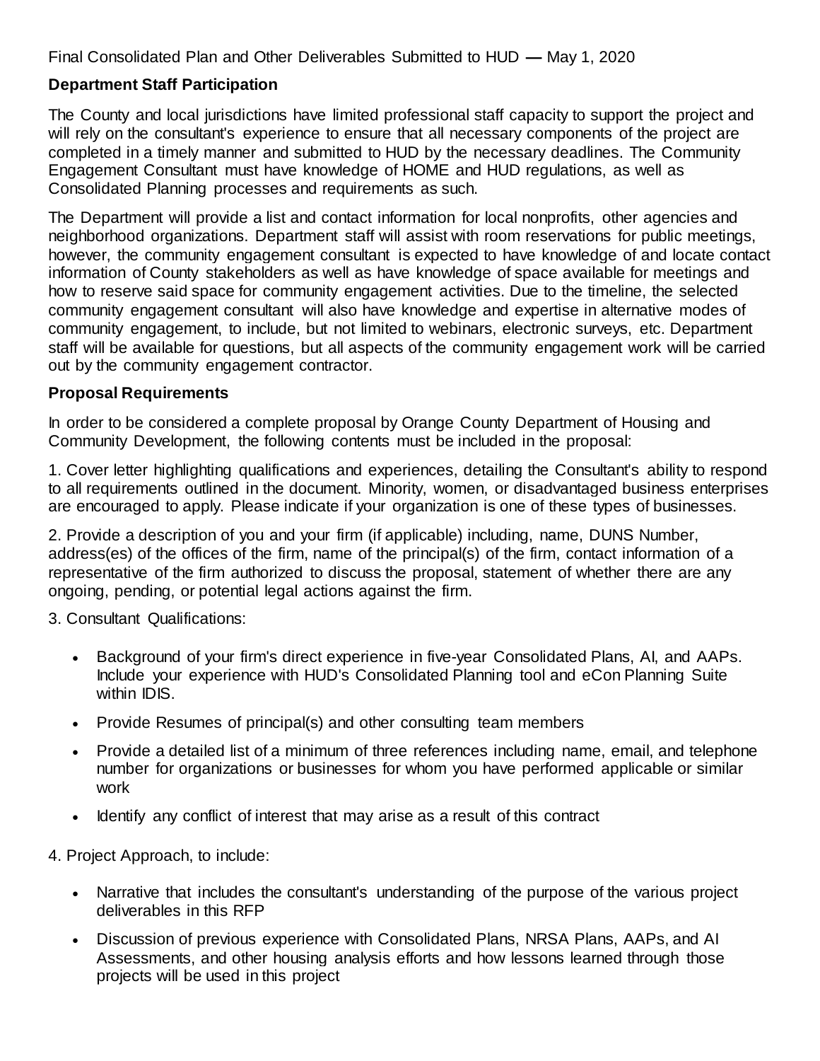Final Consolidated Plan and Other Deliverables Submitted to HUD — May 1, 2020

**Department Staff Participation**

The County and local jurisdictions have limited professional staff capacity to support the project and will rely on the consultant's experience to ensure that all necessary components of the project are completed in a timely manner and submitted to HUD by the necessary deadlines. The Community Engagement Consultant must have knowledge of HOME and HUD regulations, as well as Consolidated Planning processes and requirements as such.

The Department will provide a list and contact information for local nonprofits, other agencies and neighborhood organizations. Department staff will assist with room reservations for public meetings, however, the community engagement consultant is expected to have knowledge of and locate contact information of County stakeholders as well as have knowledge of space available for meetings and how to reserve said space for community engagement activities. Due to the timeline, the selected community engagement consultant will also have knowledge and expertise in alternative modes of community engagement, to include, but not limited to webinars, electronic surveys, etc. Department staff will be available for questions, but all aspects of the community engagement work will be carried out by the community engagement contractor.

**Proposal Requirements**

In order to be considered a complete proposal by Orange County Department of Housing and Community Development, the following contents must be included in the proposal:

1. Cover letter highlighting qualifications and experiences, detailing the Consultant's ability to respond to all requirements outlined in the document. Minority, women, or disadvantaged business enterprises are encouraged to apply. Please indicate if your organization is one of these types of businesses.

2. Provide a description of you and your firm (if applicable) including, name, DUNS Number, address(es) of the offices of the firm, name of the principal(s) of the firm, contact information of a representative of the firm authorized to discuss the proposal, statement of whether there are any ongoing, pending, or potential legal actions against the firm.

3. Consultant Qualifications:

- Background of your firm's direct experience in five-year Consolidated Plans, AI, and AAPs. Include your experience with HUD's Consolidated Planning tool and eCon Planning Suite within IDIS.
- Provide Resumes of principal(s) and other consulting team members
- Provide a detailed list of a minimum of three references including name, email, and telephone number for organizations or businesses for whom you have performed applicable or similar work
- Identify any conflict of interest that may arise as a result of this contract

4. Project Approach, to include:

- Narrative that includes the consultant's understanding of the purpose of the various project deliverables in this RFP
- Discussion of previous experience with Consolidated Plans, NRSA Plans, AAPs, and AI Assessments, and other housing analysis efforts and how lessons learned through those projects will be used in this project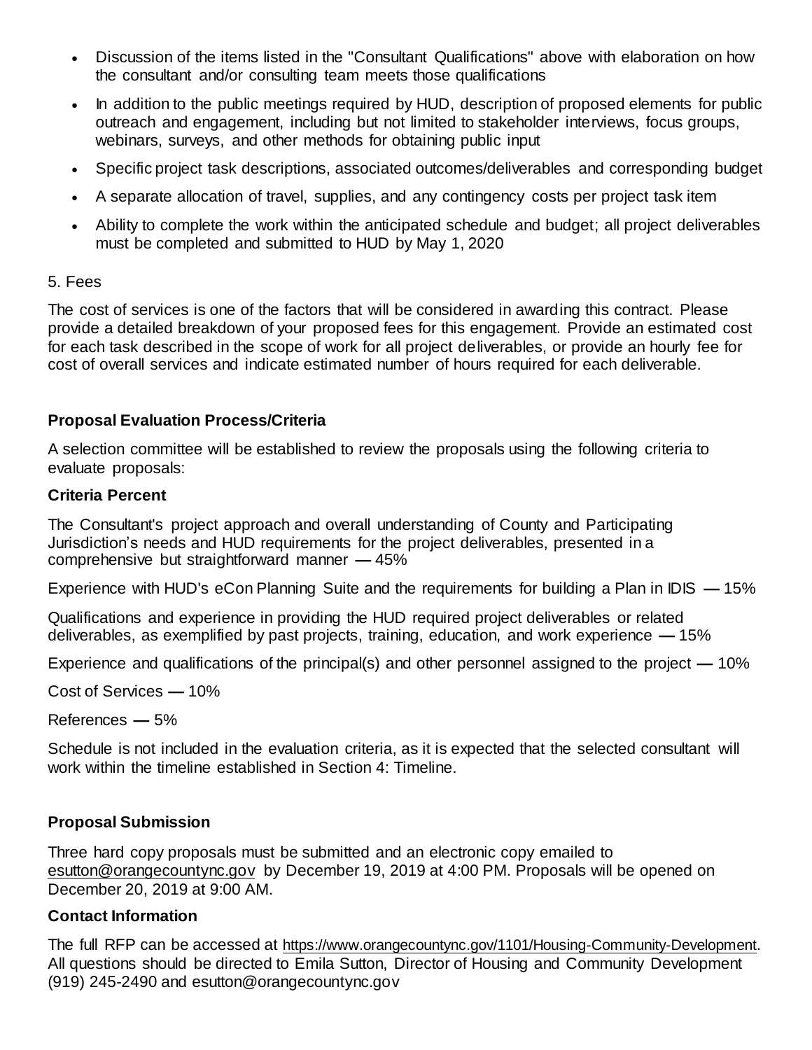- Discussion of the items listed in the "Consultant Qualifications" above with elaboration on how the consultant and/or consulting team meets those qualifications
- In addition to the public meetings required by HUD, description of proposed elements for public outreach and engagement, including but not limited to stakeholder interviews, focus groups, webinars, surveys, and other methods for obtaining public input
- Specific project task descriptions, associated outcomes/deliverables and corresponding budget
- A separate allocation of travel, supplies, and any contingency costs per project task item
- Ability to complete the work within the anticipated schedule and budget; all project deliverables must be completed and submitted to HUD by May 1, 2020

5. Fees

The cost of services is one of the factors that will be considered in awarding this contract. Please provide a detailed breakdown of your proposed fees for this engagement. Provide an estimated cost for each task described in the scope of work for all project deliverables, or provide an hourly fee for cost of overall services and indicate estimated number of hours required for each deliverable.

**Proposal Evaluation Process/Criteria**

A selection committee will be established to review the proposals using the following criteria to evaluate proposals:

**Criteria Percent**

The Consultant's project approach and overall understanding of County and Participating Jurisdiction's needs and HUD requirements for the project deliverables, presented in a comprehensive but straightforward manner **—** 45%

Experience with HUD's eCon Planning Suite and the requirements for building a Plan in IDIS **—** 15%

Qualifications and experience in providing the HUD required project deliverables or related deliverables, as exemplified by past projects, training, education, and work experience **—** 15%

Experience and qualifications of the principal(s) and other personnel assigned to the project **—** 10%

Cost of Services **—** 10%

References **—** 5%

Schedule is not included in the evaluation criteria, as it is expected that the selected consultant will work within the timeline established in Section 4: Timeline.

**Proposal Submission**

Three hard copy proposals must be submitted and an electronic copy emailed to esutton@orangecountync.gov by December 19, 2019 at 4:00 PM. Proposals will be opened on December 20, 2019 at 9:00 AM.

**Contact Information**

The full RFP can be accessed at https://www.orangecountync.gov/1101/Housing-Community-Development. All questions should be directed to Emila Sutton, Director of Housing and Community Development (919) 245-2490 and esutton@orangecountync.gov